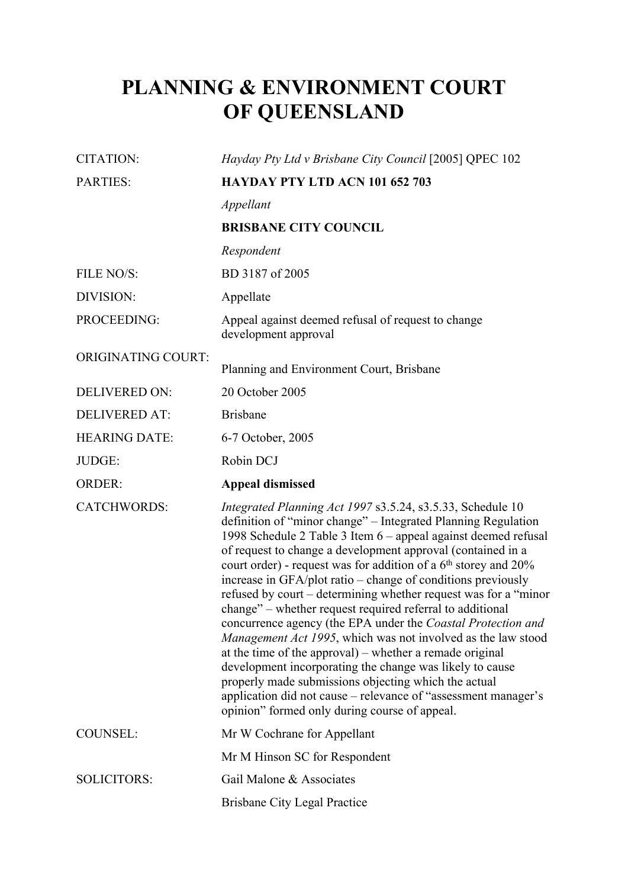# PLANNING & ENVIRONMENT COURT OF QUEENSLAND

| | |
|---|---|
| CITATION: | *Hayday Pty Ltd v Brisbane City Council* [2005] QPEC 102 |
| PARTIES: | **HAYDAY PTY LTD ACN 101 652 703**<br>*Appellant*<br>**BRISBANE CITY COUNCIL**<br>*Respondent* |
| FILE NO/S: | BD 3187 of 2005 |
| DIVISION: | Appellate |
| PROCEEDING: | Appeal against deemed refusal of request to change development approval |
| ORIGINATING COURT: | Planning and Environment Court, Brisbane |
| DELIVERED ON: | 20 October 2005 |
| DELIVERED AT: | Brisbane |
| HEARING DATE: | 6-7 October, 2005 |
| JUDGE: | Robin DCJ |
| ORDER: | **Appeal dismissed** |
| CATCHWORDS: | *Integrated Planning Act 1997* s3.5.24, s3.5.33, Schedule 10 definition of "minor change" – Integrated Planning Regulation 1998 Schedule 2 Table 3 Item 6 – appeal against deemed refusal of request to change a development approval (contained in a court order) - request was for addition of a 6th storey and 20% increase in GFA/plot ratio – change of conditions previously refused by court – determining whether request was for a "minor change" – whether request required referral to additional concurrence agency (the EPA under the *Coastal Protection and Management Act 1995*, which was not involved as the law stood at the time of the approval) – whether a remade original development incorporating the change was likely to cause properly made submissions objecting which the actual application did not cause – relevance of "assessment manager's opinion" formed only during course of appeal. |
| COUNSEL: | Mr W Cochrane for Appellant<br>Mr M Hinson SC for Respondent |
| SOLICITORS: | Gail Malone & Associates<br>Brisbane City Legal Practice |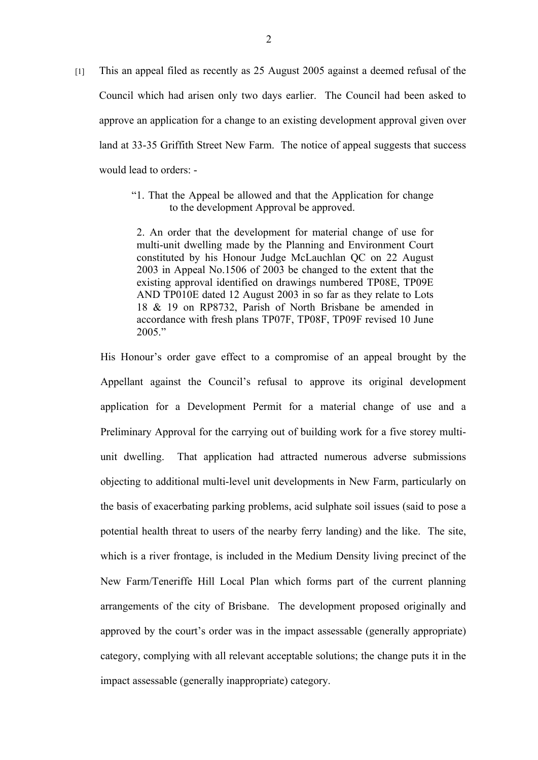[1] This an appeal filed as recently as 25 August 2005 against a deemed refusal of the Council which had arisen only two days earlier. The Council had been asked to approve an application for a change to an existing development approval given over land at 33-35 Griffith Street New Farm. The notice of appeal suggests that success would lead to orders: -

> "1. That the Appeal be allowed and that the Application for change to the development Approval be approved.
>
> 2. An order that the development for material change of use for multi-unit dwelling made by the Planning and Environment Court constituted by his Honour Judge McLauchlan QC on 22 August 2003 in Appeal No.1506 of 2003 be changed to the extent that the existing approval identified on drawings numbered TP08E, TP09E AND TP010E dated 12 August 2003 in so far as they relate to Lots 18 & 19 on RP8732, Parish of North Brisbane be amended in accordance with fresh plans TP07F, TP08F, TP09F revised 10 June 2005."

His Honour's order gave effect to a compromise of an appeal brought by the Appellant against the Council's refusal to approve its original development application for a Development Permit for a material change of use and a Preliminary Approval for the carrying out of building work for a five storey multi-unit dwelling. That application had attracted numerous adverse submissions objecting to additional multi-level unit developments in New Farm, particularly on the basis of exacerbating parking problems, acid sulphate soil issues (said to pose a potential health threat to users of the nearby ferry landing) and the like. The site, which is a river frontage, is included in the Medium Density living precinct of the New Farm/Teneriffe Hill Local Plan which forms part of the current planning arrangements of the city of Brisbane. The development proposed originally and approved by the court's order was in the impact assessable (generally appropriate) category, complying with all relevant acceptable solutions; the change puts it in the impact assessable (generally inappropriate) category.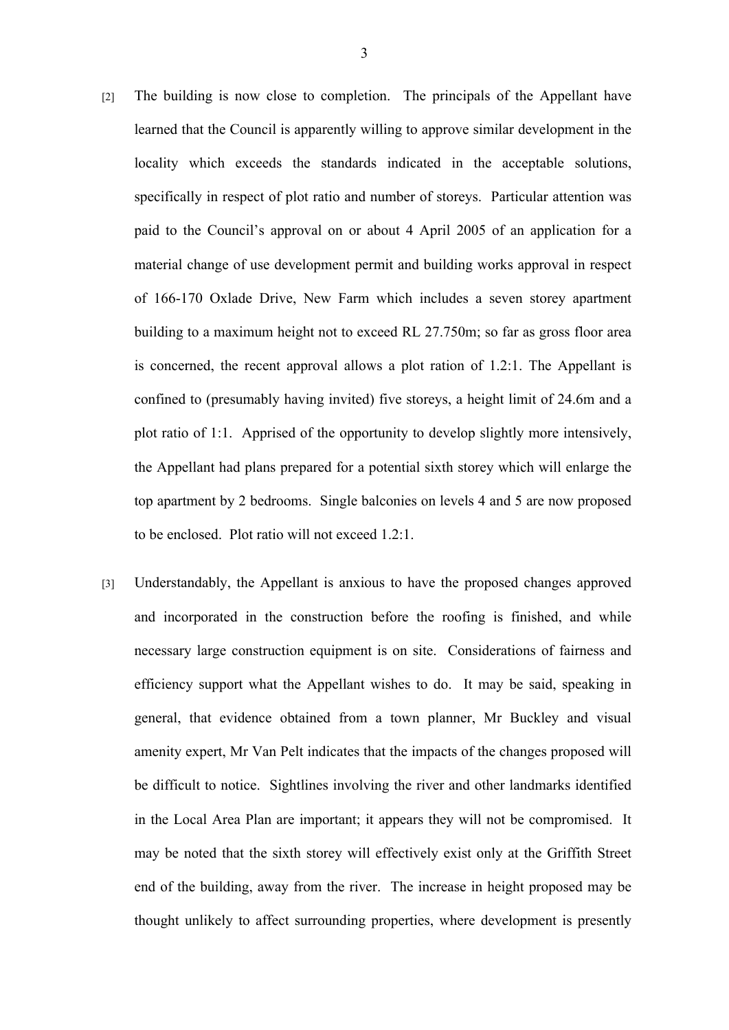[2] The building is now close to completion. The principals of the Appellant have learned that the Council is apparently willing to approve similar development in the locality which exceeds the standards indicated in the acceptable solutions, specifically in respect of plot ratio and number of storeys. Particular attention was paid to the Council's approval on or about 4 April 2005 of an application for a material change of use development permit and building works approval in respect of 166-170 Oxlade Drive, New Farm which includes a seven storey apartment building to a maximum height not to exceed RL 27.750m; so far as gross floor area is concerned, the recent approval allows a plot ration of 1.2:1. The Appellant is confined to (presumably having invited) five storeys, a height limit of 24.6m and a plot ratio of 1:1. Apprised of the opportunity to develop slightly more intensively, the Appellant had plans prepared for a potential sixth storey which will enlarge the top apartment by 2 bedrooms. Single balconies on levels 4 and 5 are now proposed to be enclosed. Plot ratio will not exceed 1.2:1.

[3] Understandably, the Appellant is anxious to have the proposed changes approved and incorporated in the construction before the roofing is finished, and while necessary large construction equipment is on site. Considerations of fairness and efficiency support what the Appellant wishes to do. It may be said, speaking in general, that evidence obtained from a town planner, Mr Buckley and visual amenity expert, Mr Van Pelt indicates that the impacts of the changes proposed will be difficult to notice. Sightlines involving the river and other landmarks identified in the Local Area Plan are important; it appears they will not be compromised. It may be noted that the sixth storey will effectively exist only at the Griffith Street end of the building, away from the river. The increase in height proposed may be thought unlikely to affect surrounding properties, where development is presently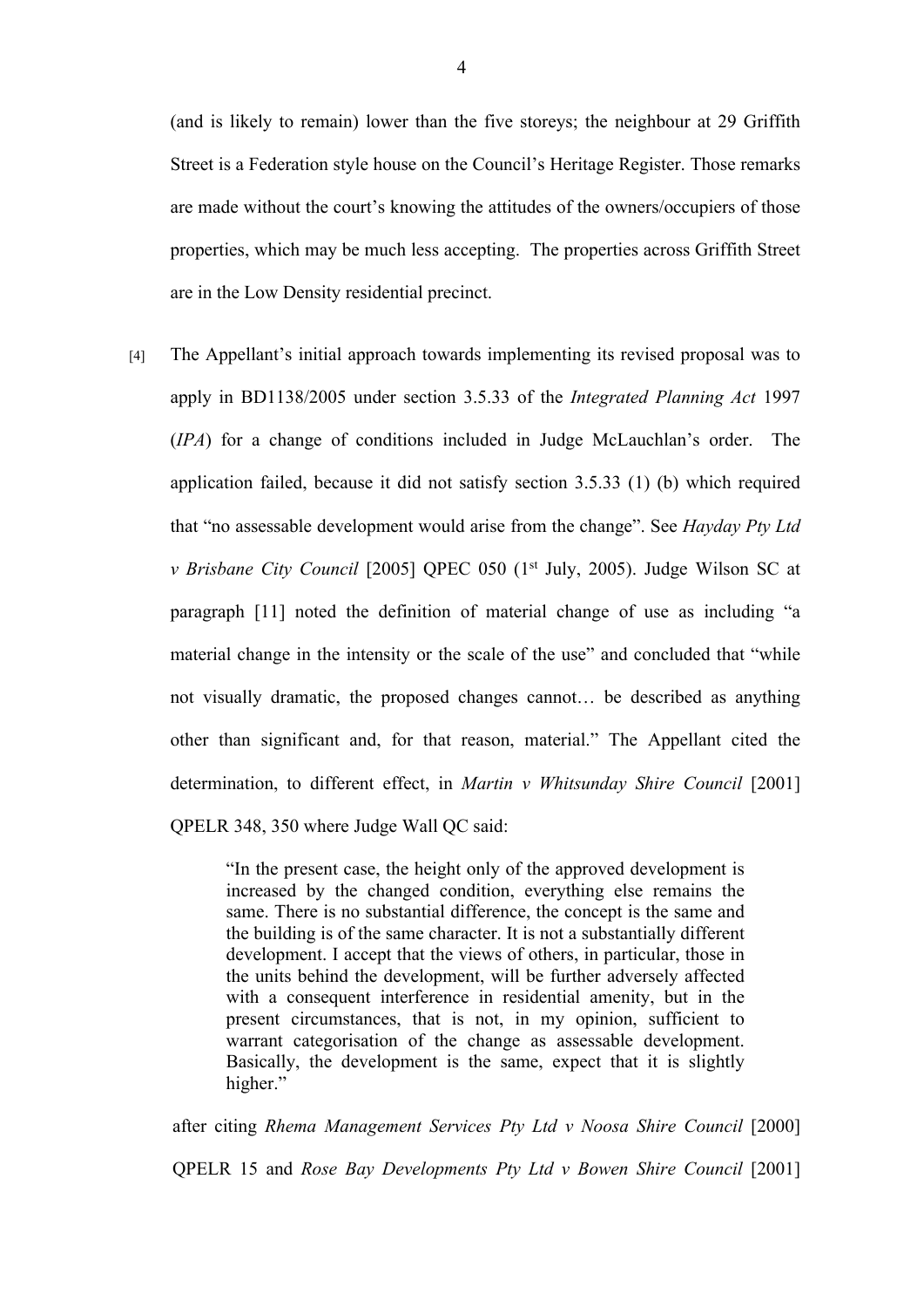(and is likely to remain) lower than the five storeys; the neighbour at 29 Griffith Street is a Federation style house on the Council's Heritage Register. Those remarks are made without the court's knowing the attitudes of the owners/occupiers of those properties, which may be much less accepting. The properties across Griffith Street are in the Low Density residential precinct.

[4] The Appellant's initial approach towards implementing its revised proposal was to apply in BD1138/2005 under section 3.5.33 of the *Integrated Planning Act* 1997 (*IPA*) for a change of conditions included in Judge McLauchlan's order. The application failed, because it did not satisfy section 3.5.33 (1) (b) which required that "no assessable development would arise from the change". See *Hayday Pty Ltd v Brisbane City Council* [2005] QPEC 050 (1st July, 2005). Judge Wilson SC at paragraph [11] noted the definition of material change of use as including "a material change in the intensity or the scale of the use" and concluded that "while not visually dramatic, the proposed changes cannot… be described as anything other than significant and, for that reason, material." The Appellant cited the determination, to different effect, in *Martin v Whitsunday Shire Council* [2001] QPELR 348, 350 where Judge Wall QC said:

> "In the present case, the height only of the approved development is increased by the changed condition, everything else remains the same. There is no substantial difference, the concept is the same and the building is of the same character. It is not a substantially different development. I accept that the views of others, in particular, those in the units behind the development, will be further adversely affected with a consequent interference in residential amenity, but in the present circumstances, that is not, in my opinion, sufficient to warrant categorisation of the change as assessable development. Basically, the development is the same, expect that it is slightly higher."

after citing *Rhema Management Services Pty Ltd v Noosa Shire Council* [2000] QPELR 15 and *Rose Bay Developments Pty Ltd v Bowen Shire Council* [2001]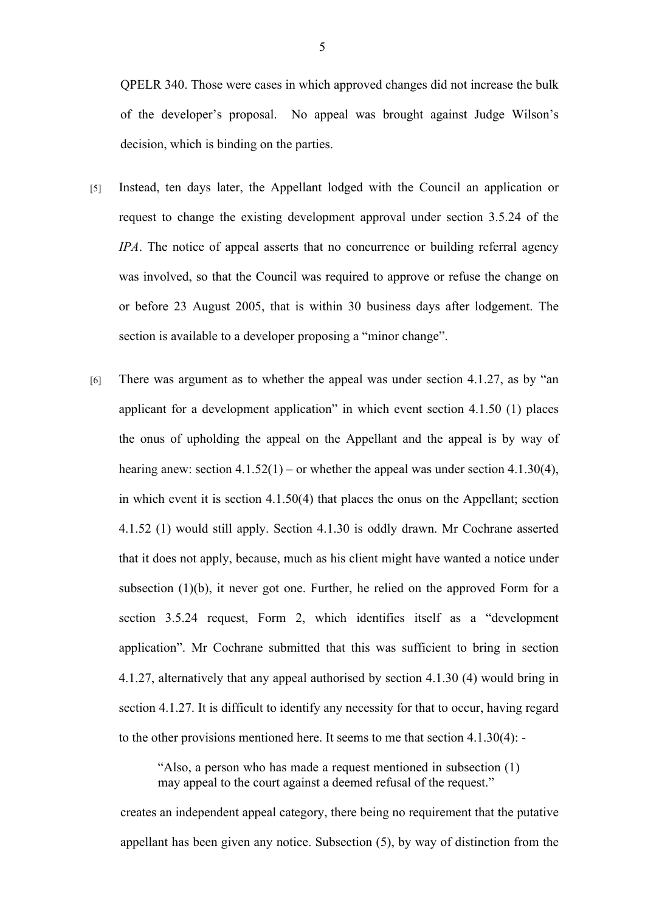QPELR 340. Those were cases in which approved changes did not increase the bulk of the developer's proposal. No appeal was brought against Judge Wilson's decision, which is binding on the parties.

[5] Instead, ten days later, the Appellant lodged with the Council an application or request to change the existing development approval under section 3.5.24 of the *IPA*. The notice of appeal asserts that no concurrence or building referral agency was involved, so that the Council was required to approve or refuse the change on or before 23 August 2005, that is within 30 business days after lodgement. The section is available to a developer proposing a "minor change".

[6] There was argument as to whether the appeal was under section 4.1.27, as by "an applicant for a development application" in which event section 4.1.50 (1) places the onus of upholding the appeal on the Appellant and the appeal is by way of hearing anew: section 4.1.52(1) – or whether the appeal was under section 4.1.30(4), in which event it is section 4.1.50(4) that places the onus on the Appellant; section 4.1.52 (1) would still apply. Section 4.1.30 is oddly drawn. Mr Cochrane asserted that it does not apply, because, much as his client might have wanted a notice under subsection (1)(b), it never got one. Further, he relied on the approved Form for a section 3.5.24 request, Form 2, which identifies itself as a "development application". Mr Cochrane submitted that this was sufficient to bring in section 4.1.27, alternatively that any appeal authorised by section 4.1.30 (4) would bring in section 4.1.27. It is difficult to identify any necessity for that to occur, having regard to the other provisions mentioned here. It seems to me that section 4.1.30(4): -

> "Also, a person who has made a request mentioned in subsection (1) may appeal to the court against a deemed refusal of the request."

creates an independent appeal category, there being no requirement that the putative appellant has been given any notice. Subsection (5), by way of distinction from the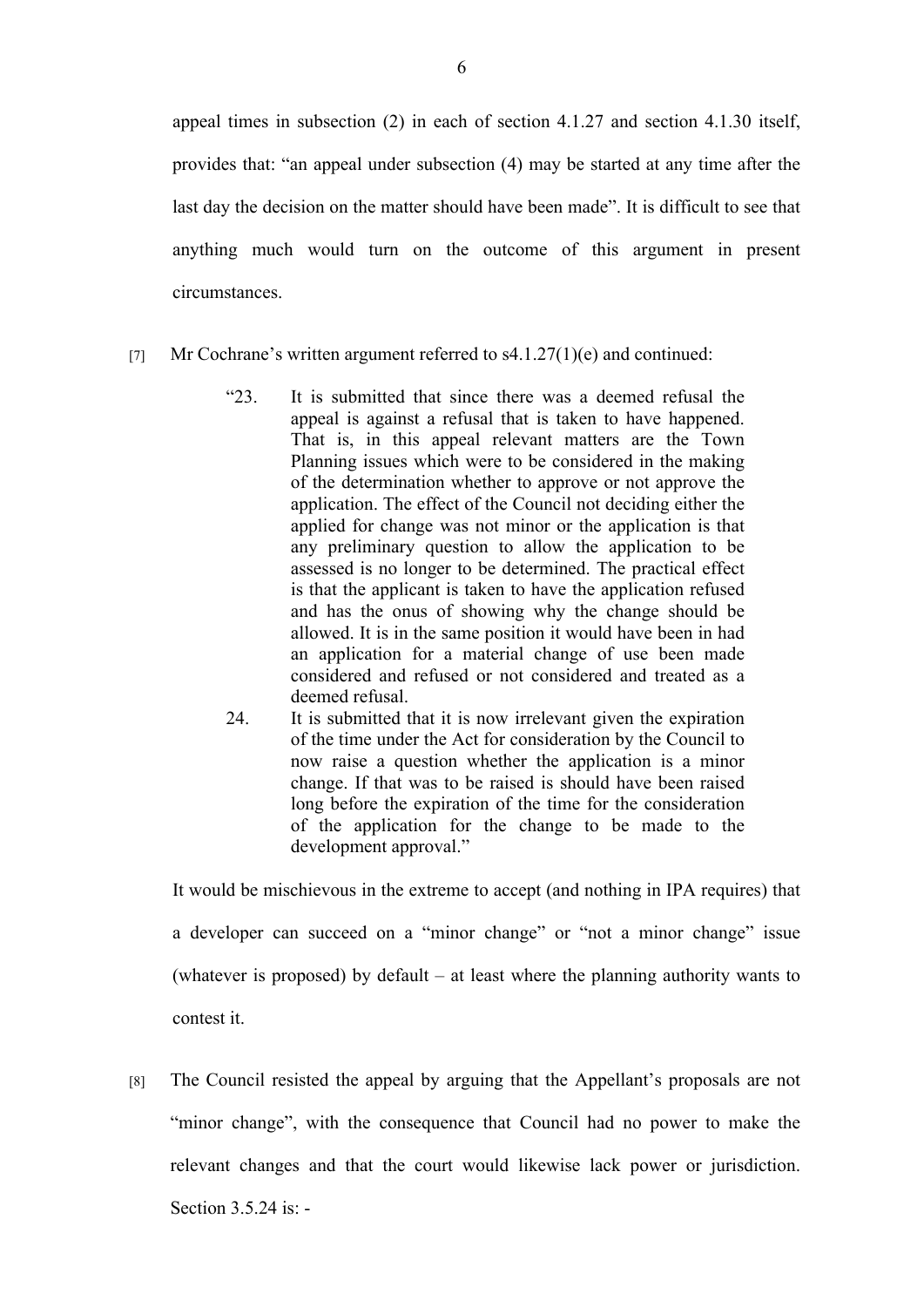appeal times in subsection (2) in each of section 4.1.27 and section 4.1.30 itself, provides that: "an appeal under subsection (4) may be started at any time after the last day the decision on the matter should have been made". It is difficult to see that anything much would turn on the outcome of this argument in present circumstances.

[7] Mr Cochrane's written argument referred to s4.1.27(1)(e) and continued:

> "23. It is submitted that since there was a deemed refusal the appeal is against a refusal that is taken to have happened. That is, in this appeal relevant matters are the Town Planning issues which were to be considered in the making of the determination whether to approve or not approve the application. The effect of the Council not deciding either the applied for change was not minor or the application is that any preliminary question to allow the application to be assessed is no longer to be determined. The practical effect is that the applicant is taken to have the application refused and has the onus of showing why the change should be allowed. It is in the same position it would have been in had an application for a material change of use been made considered and refused or not considered and treated as a deemed refusal.
>
> 24. It is submitted that it is now irrelevant given the expiration of the time under the Act for consideration by the Council to now raise a question whether the application is a minor change. If that was to be raised is should have been raised long before the expiration of the time for the consideration of the application for the change to be made to the development approval."

It would be mischievous in the extreme to accept (and nothing in IPA requires) that a developer can succeed on a "minor change" or "not a minor change" issue (whatever is proposed) by default – at least where the planning authority wants to contest it.

[8] The Council resisted the appeal by arguing that the Appellant's proposals are not "minor change", with the consequence that Council had no power to make the relevant changes and that the court would likewise lack power or jurisdiction. Section 3.5.24 is: -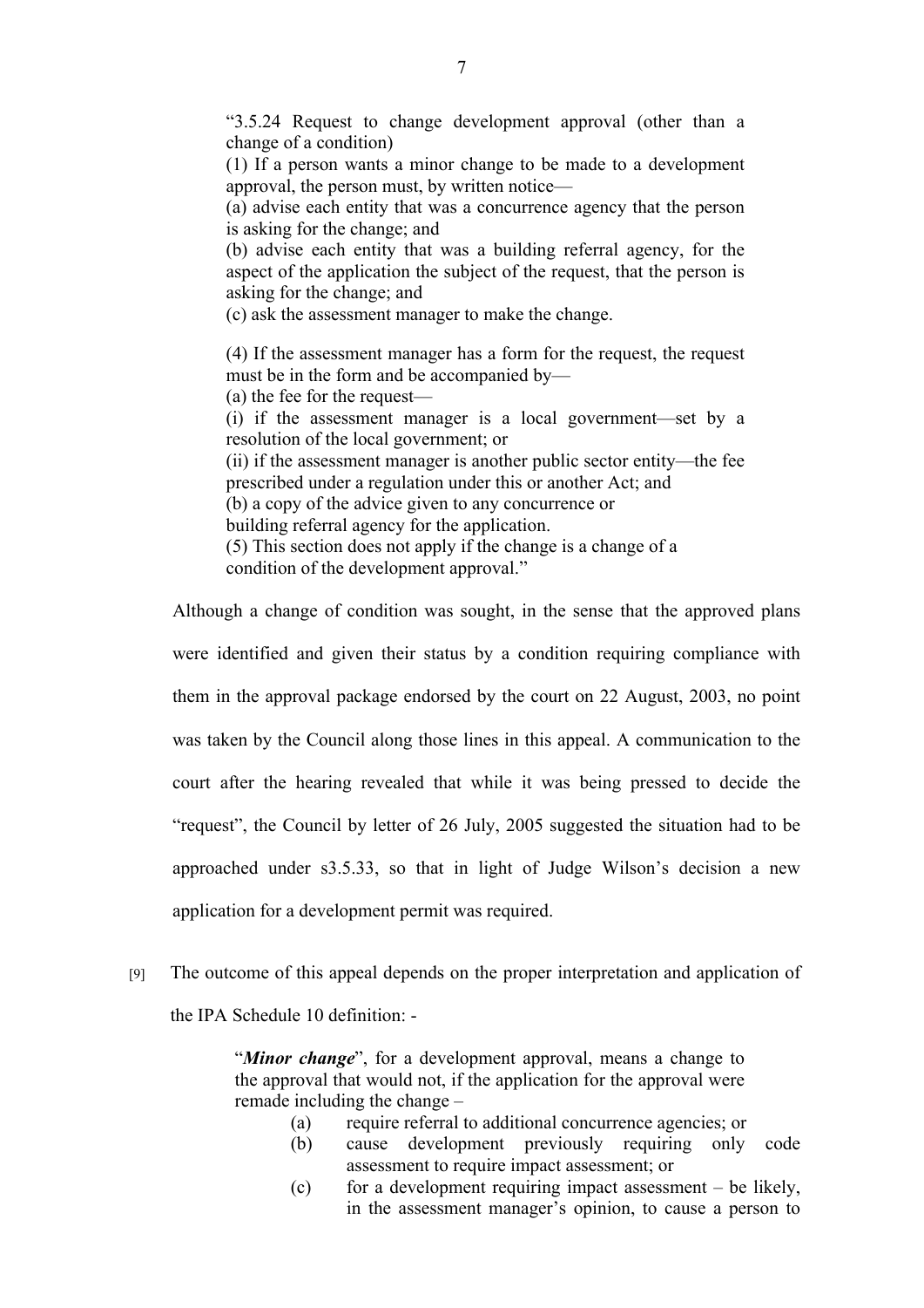> "3.5.24 Request to change development approval (other than a change of a condition)
>
> (1) If a person wants a minor change to be made to a development approval, the person must, by written notice—
>
> (a) advise each entity that was a concurrence agency that the person is asking for the change; and
>
> (b) advise each entity that was a building referral agency, for the aspect of the application the subject of the request, that the person is asking for the change; and
>
> (c) ask the assessment manager to make the change.
>
> (4) If the assessment manager has a form for the request, the request must be in the form and be accompanied by—
>
> (a) the fee for the request—
>
> (i) if the assessment manager is a local government—set by a resolution of the local government; or
>
> (ii) if the assessment manager is another public sector entity—the fee prescribed under a regulation under this or another Act; and
>
> (b) a copy of the advice given to any concurrence or building referral agency for the application.
>
> (5) This section does not apply if the change is a change of a condition of the development approval."

Although a change of condition was sought, in the sense that the approved plans were identified and given their status by a condition requiring compliance with them in the approval package endorsed by the court on 22 August, 2003, no point was taken by the Council along those lines in this appeal. A communication to the court after the hearing revealed that while it was being pressed to decide the "request", the Council by letter of 26 July, 2005 suggested the situation had to be approached under s3.5.33, so that in light of Judge Wilson's decision a new application for a development permit was required.

[9] The outcome of this appeal depends on the proper interpretation and application of the IPA Schedule 10 definition: -

> "***Minor change***", for a development approval, means a change to the approval that would not, if the application for the approval were remade including the change –
>
> (a) require referral to additional concurrence agencies; or
>
> (b) cause development previously requiring only code assessment to require impact assessment; or
>
> (c) for a development requiring impact assessment – be likely, in the assessment manager's opinion, to cause a person to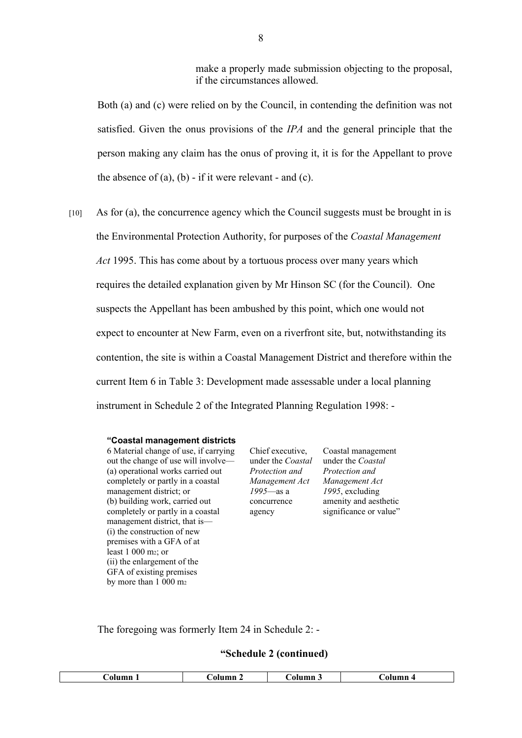make a properly made submission objecting to the proposal, if the circumstances allowed.

Both (a) and (c) were relied on by the Council, in contending the definition was not satisfied. Given the onus provisions of the *IPA* and the general principle that the person making any claim has the onus of proving it, it is for the Appellant to prove the absence of (a), (b) - if it were relevant - and (c).

[10] As for (a), the concurrence agency which the Council suggests must be brought in is the Environmental Protection Authority, for purposes of the *Coastal Management Act* 1995. This has come about by a tortuous process over many years which requires the detailed explanation given by Mr Hinson SC (for the Council). One suspects the Appellant has been ambushed by this point, which one would not expect to encounter at New Farm, even on a riverfront site, but, notwithstanding its contention, the site is within a Coastal Management District and therefore within the current Item 6 in Table 3: Development made assessable under a local planning instrument in Schedule 2 of the Integrated Planning Regulation 1998: -

| **"Coastal management districts** | | |
|---|---|---|
| 6 Material change of use, if carrying out the change of use will involve—<br>(a) operational works carried out completely or partly in a coastal management district; or<br>(b) building work, carried out completely or partly in a coastal management district, that is—<br>(i) the construction of new premises with a GFA of at least 1 000 m2; or<br>(ii) the enlargement of the GFA of existing premises by more than 1 000 m2 | Chief executive, under the *Coastal Protection and Management Act 1995*—as a concurrence agency | Coastal management under the *Coastal Protection and Management Act 1995*, excluding amenity and aesthetic significance or value" |

The foregoing was formerly Item 24 in Schedule 2: -

**"Schedule 2 (continued)**

| Column 1 | Column 2 | Column 3 | Column 4 |
|---|---|---|---|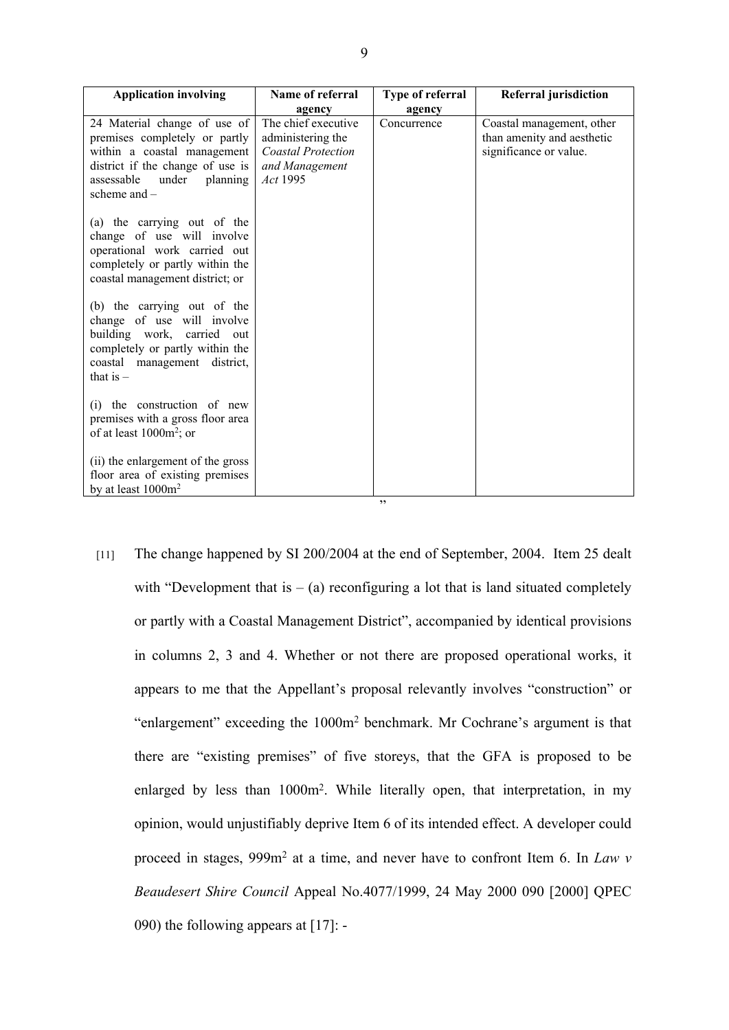| Application involving | Name of referral agency | Type of referral agency | Referral jurisdiction |
| --- | --- | --- | --- |
| 24 Material change of use of premises completely or partly within a coastal management district if the change of use is assessable under planning scheme and –<br><br>(a) the carrying out of the change of use will involve operational work carried out completely or partly within the coastal management district; or<br><br>(b) the carrying out of the change of use will involve building work, carried out completely or partly within the coastal management district, that is –<br><br>(i) the construction of new premises with a gross floor area of at least $1000m^2$; or<br><br>(ii) the enlargement of the gross floor area of existing premises by at least $1000m^2$ | The chief executive administering the *Coastal Protection and Management Act* 1995 | Concurrence | Coastal management, other than amenity and aesthetic significance or value. |

”

[11] The change happened by SI 200/2004 at the end of September, 2004. Item 25 dealt with “Development that is – (a) reconfiguring a lot that is land situated completely or partly with a Coastal Management District”, accompanied by identical provisions in columns 2, 3 and 4. Whether or not there are proposed operational works, it appears to me that the Appellant’s proposal relevantly involves “construction” or “enlargement” exceeding the $1000m^2$ benchmark. Mr Cochrane’s argument is that there are “existing premises” of five storeys, that the GFA is proposed to be enlarged by less than $1000m^2$. While literally open, that interpretation, in my opinion, would unjustifiably deprive Item 6 of its intended effect. A developer could proceed in stages, $999m^2$ at a time, and never have to confront Item 6. In *Law v Beaudesert Shire Council* Appeal No.4077/1999, 24 May 2000 090 [2000] QPEC 090) the following appears at [17]: -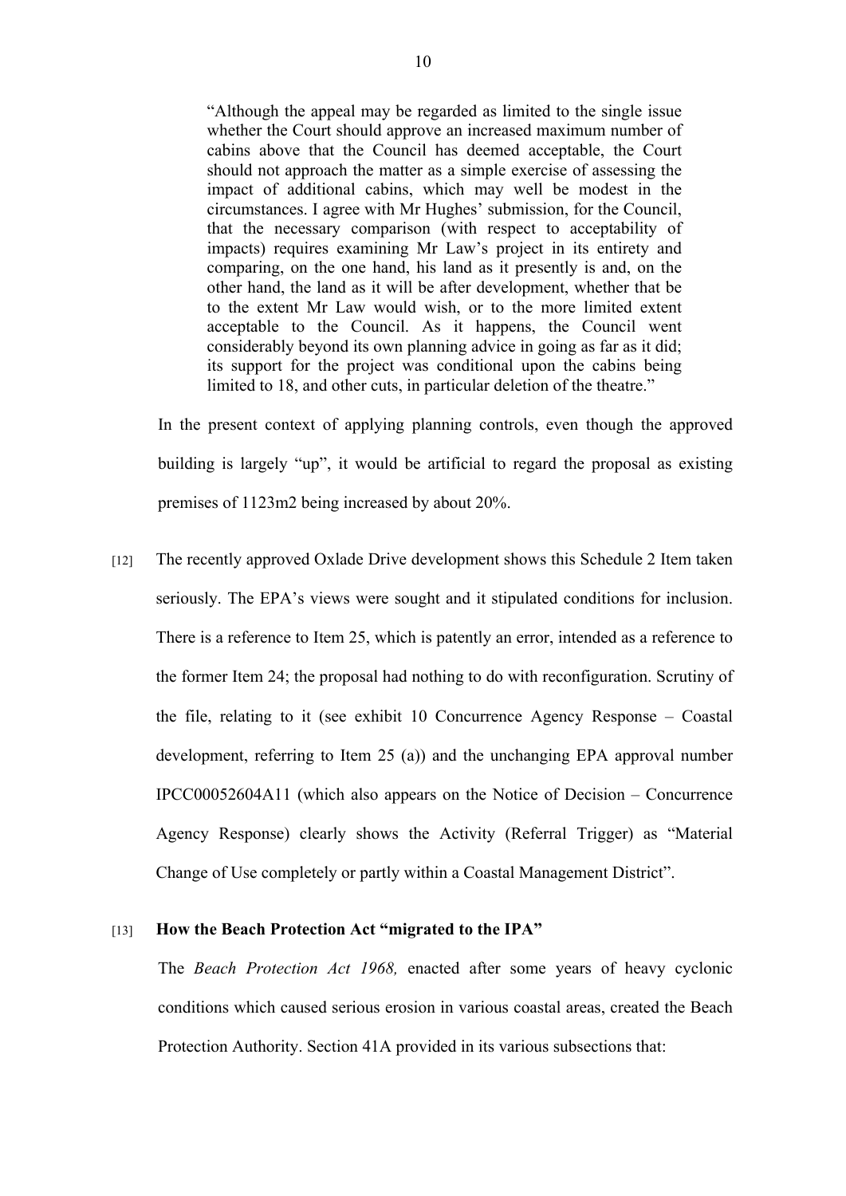> "Although the appeal may be regarded as limited to the single issue whether the Court should approve an increased maximum number of cabins above that the Council has deemed acceptable, the Court should not approach the matter as a simple exercise of assessing the impact of additional cabins, which may well be modest in the circumstances. I agree with Mr Hughes' submission, for the Council, that the necessary comparison (with respect to acceptability of impacts) requires examining Mr Law's project in its entirety and comparing, on the one hand, his land as it presently is and, on the other hand, the land as it will be after development, whether that be to the extent Mr Law would wish, or to the more limited extent acceptable to the Council. As it happens, the Council went considerably beyond its own planning advice in going as far as it did; its support for the project was conditional upon the cabins being limited to 18, and other cuts, in particular deletion of the theatre."

In the present context of applying planning controls, even though the approved building is largely "up", it would be artificial to regard the proposal as existing premises of 1123m2 being increased by about 20%.

[12] The recently approved Oxlade Drive development shows this Schedule 2 Item taken seriously. The EPA's views were sought and it stipulated conditions for inclusion. There is a reference to Item 25, which is patently an error, intended as a reference to the former Item 24; the proposal had nothing to do with reconfiguration. Scrutiny of the file, relating to it (see exhibit 10 Concurrence Agency Response – Coastal development, referring to Item 25 (a)) and the unchanging EPA approval number IPCC00052604A11 (which also appears on the Notice of Decision – Concurrence Agency Response) clearly shows the Activity (Referral Trigger) as "Material Change of Use completely or partly within a Coastal Management District".

[13] **How the Beach Protection Act "migrated to the IPA"**

The *Beach Protection Act 1968,* enacted after some years of heavy cyclonic conditions which caused serious erosion in various coastal areas, created the Beach Protection Authority. Section 41A provided in its various subsections that: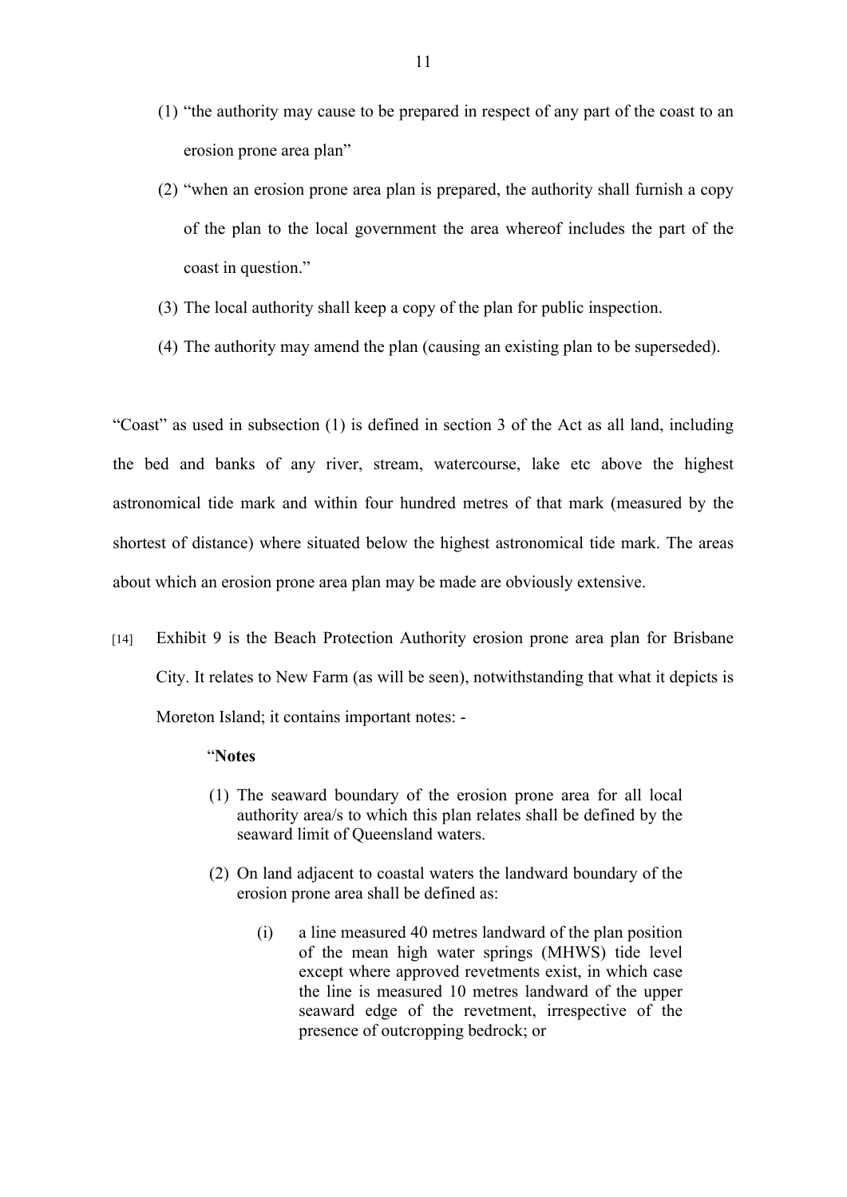(1) "the authority may cause to be prepared in respect of any part of the coast to an erosion prone area plan"

(2) "when an erosion prone area plan is prepared, the authority shall furnish a copy of the plan to the local government the area whereof includes the part of the coast in question."

(3) The local authority shall keep a copy of the plan for public inspection.

(4) The authority may amend the plan (causing an existing plan to be superseded).

"Coast" as used in subsection (1) is defined in section 3 of the Act as all land, including the bed and banks of any river, stream, watercourse, lake etc above the highest astronomical tide mark and within four hundred metres of that mark (measured by the shortest of distance) where situated below the highest astronomical tide mark. The areas about which an erosion prone area plan may be made are obviously extensive.

[14] Exhibit 9 is the Beach Protection Authority erosion prone area plan for Brisbane City. It relates to New Farm (as will be seen), notwithstanding that what it depicts is Moreton Island; it contains important notes: -

> "**Notes**
>
> (1) The seaward boundary of the erosion prone area for all local authority area/s to which this plan relates shall be defined by the seaward limit of Queensland waters.
>
> (2) On land adjacent to coastal waters the landward boundary of the erosion prone area shall be defined as:
>
> (i) a line measured 40 metres landward of the plan position of the mean high water springs (MHWS) tide level except where approved revetments exist, in which case the line is measured 10 metres landward of the upper seaward edge of the revetment, irrespective of the presence of outcropping bedrock; or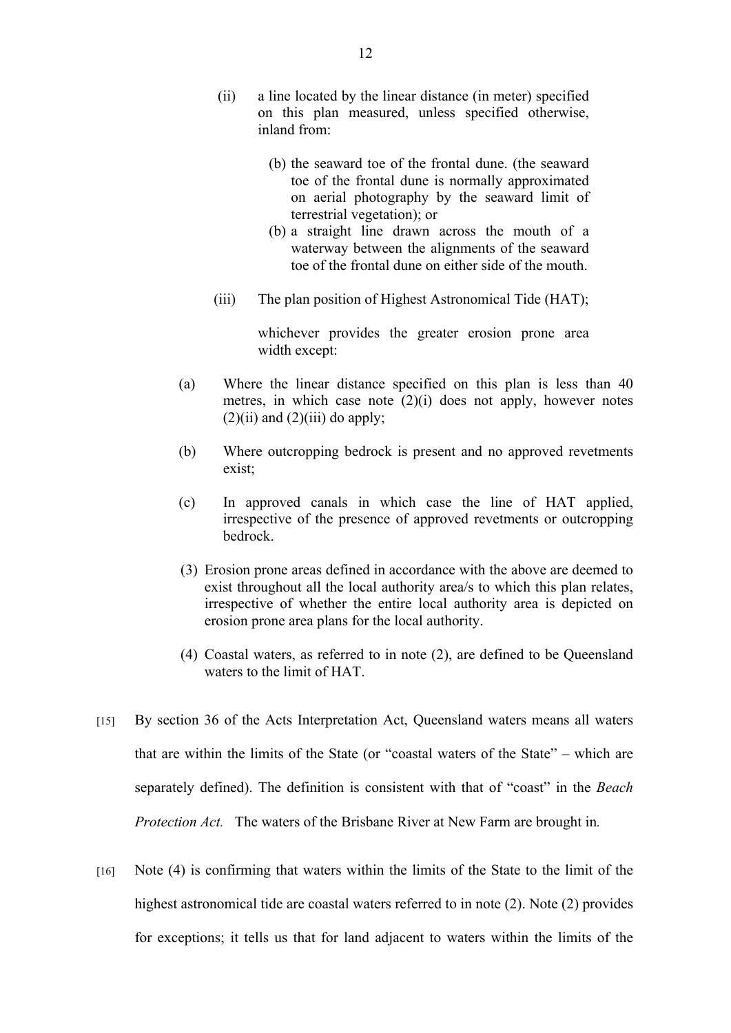(ii) a line located by the linear distance (in meter) specified on this plan measured, unless specified otherwise, inland from:

(b) the seaward toe of the frontal dune. (the seaward toe of the frontal dune is normally approximated on aerial photography by the seaward limit of terrestrial vegetation); or

(b) a straight line drawn across the mouth of a waterway between the alignments of the seaward toe of the frontal dune on either side of the mouth.

(iii) The plan position of Highest Astronomical Tide (HAT);

whichever provides the greater erosion prone area width except:

(a) Where the linear distance specified on this plan is less than 40 metres, in which case note (2)(i) does not apply, however notes (2)(ii) and (2)(iii) do apply;

(b) Where outcropping bedrock is present and no approved revetments exist;

(c) In approved canals in which case the line of HAT applied, irrespective of the presence of approved revetments or outcropping bedrock.

(3) Erosion prone areas defined in accordance with the above are deemed to exist throughout all the local authority area/s to which this plan relates, irrespective of whether the entire local authority area is depicted on erosion prone area plans for the local authority.

(4) Coastal waters, as referred to in note (2), are defined to be Queensland waters to the limit of HAT.

[15] By section 36 of the Acts Interpretation Act, Queensland waters means all waters that are within the limits of the State (or "coastal waters of the State" – which are separately defined). The definition is consistent with that of "coast" in the *Beach Protection Act.* The waters of the Brisbane River at New Farm are brought in*.*

[16] Note (4) is confirming that waters within the limits of the State to the limit of the highest astronomical tide are coastal waters referred to in note (2). Note (2) provides for exceptions; it tells us that for land adjacent to waters within the limits of the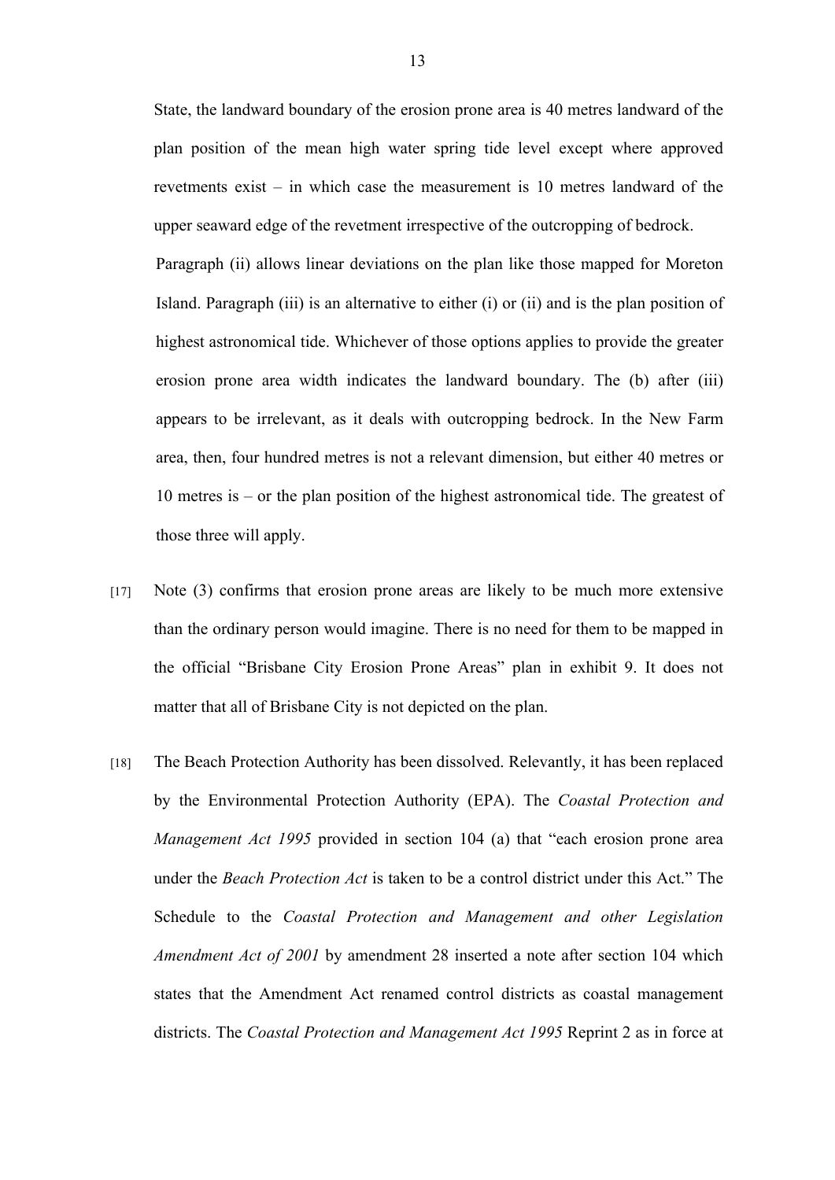State, the landward boundary of the erosion prone area is 40 metres landward of the plan position of the mean high water spring tide level except where approved revetments exist – in which case the measurement is 10 metres landward of the upper seaward edge of the revetment irrespective of the outcropping of bedrock.

Paragraph (ii) allows linear deviations on the plan like those mapped for Moreton Island. Paragraph (iii) is an alternative to either (i) or (ii) and is the plan position of highest astronomical tide. Whichever of those options applies to provide the greater erosion prone area width indicates the landward boundary. The (b) after (iii) appears to be irrelevant, as it deals with outcropping bedrock. In the New Farm area, then, four hundred metres is not a relevant dimension, but either 40 metres or 10 metres is – or the plan position of the highest astronomical tide. The greatest of those three will apply.

[17] Note (3) confirms that erosion prone areas are likely to be much more extensive than the ordinary person would imagine. There is no need for them to be mapped in the official "Brisbane City Erosion Prone Areas" plan in exhibit 9. It does not matter that all of Brisbane City is not depicted on the plan.

[18] The Beach Protection Authority has been dissolved. Relevantly, it has been replaced by the Environmental Protection Authority (EPA). The *Coastal Protection and Management Act 1995* provided in section 104 (a) that "each erosion prone area under the *Beach Protection Act* is taken to be a control district under this Act." The Schedule to the *Coastal Protection and Management and other Legislation Amendment Act of 2001* by amendment 28 inserted a note after section 104 which states that the Amendment Act renamed control districts as coastal management districts. The *Coastal Protection and Management Act 1995* Reprint 2 as in force at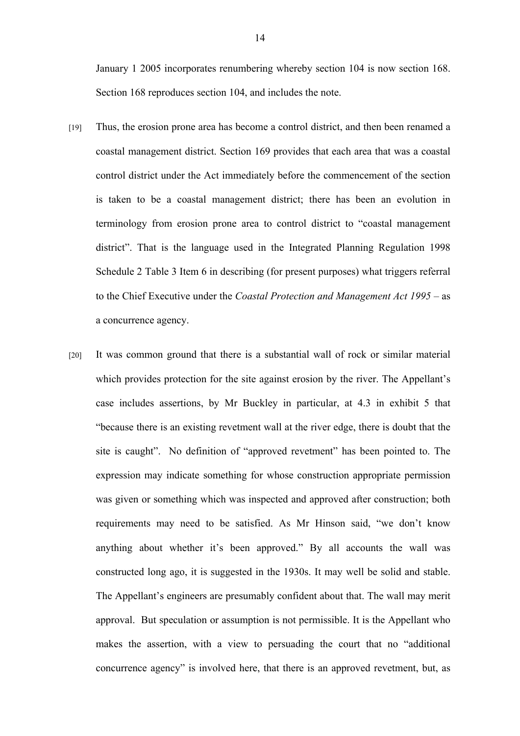January 1 2005 incorporates renumbering whereby section 104 is now section 168. Section 168 reproduces section 104, and includes the note.

[19] Thus, the erosion prone area has become a control district, and then been renamed a coastal management district. Section 169 provides that each area that was a coastal control district under the Act immediately before the commencement of the section is taken to be a coastal management district; there has been an evolution in terminology from erosion prone area to control district to "coastal management district". That is the language used in the Integrated Planning Regulation 1998 Schedule 2 Table 3 Item 6 in describing (for present purposes) what triggers referral to the Chief Executive under the *Coastal Protection and Management Act 1995* – as a concurrence agency.

[20] It was common ground that there is a substantial wall of rock or similar material which provides protection for the site against erosion by the river. The Appellant's case includes assertions, by Mr Buckley in particular, at 4.3 in exhibit 5 that "because there is an existing revetment wall at the river edge, there is doubt that the site is caught". No definition of "approved revetment" has been pointed to. The expression may indicate something for whose construction appropriate permission was given or something which was inspected and approved after construction; both requirements may need to be satisfied. As Mr Hinson said, "we don't know anything about whether it's been approved." By all accounts the wall was constructed long ago, it is suggested in the 1930s. It may well be solid and stable. The Appellant's engineers are presumably confident about that. The wall may merit approval. But speculation or assumption is not permissible. It is the Appellant who makes the assertion, with a view to persuading the court that no "additional concurrence agency" is involved here, that there is an approved revetment, but, as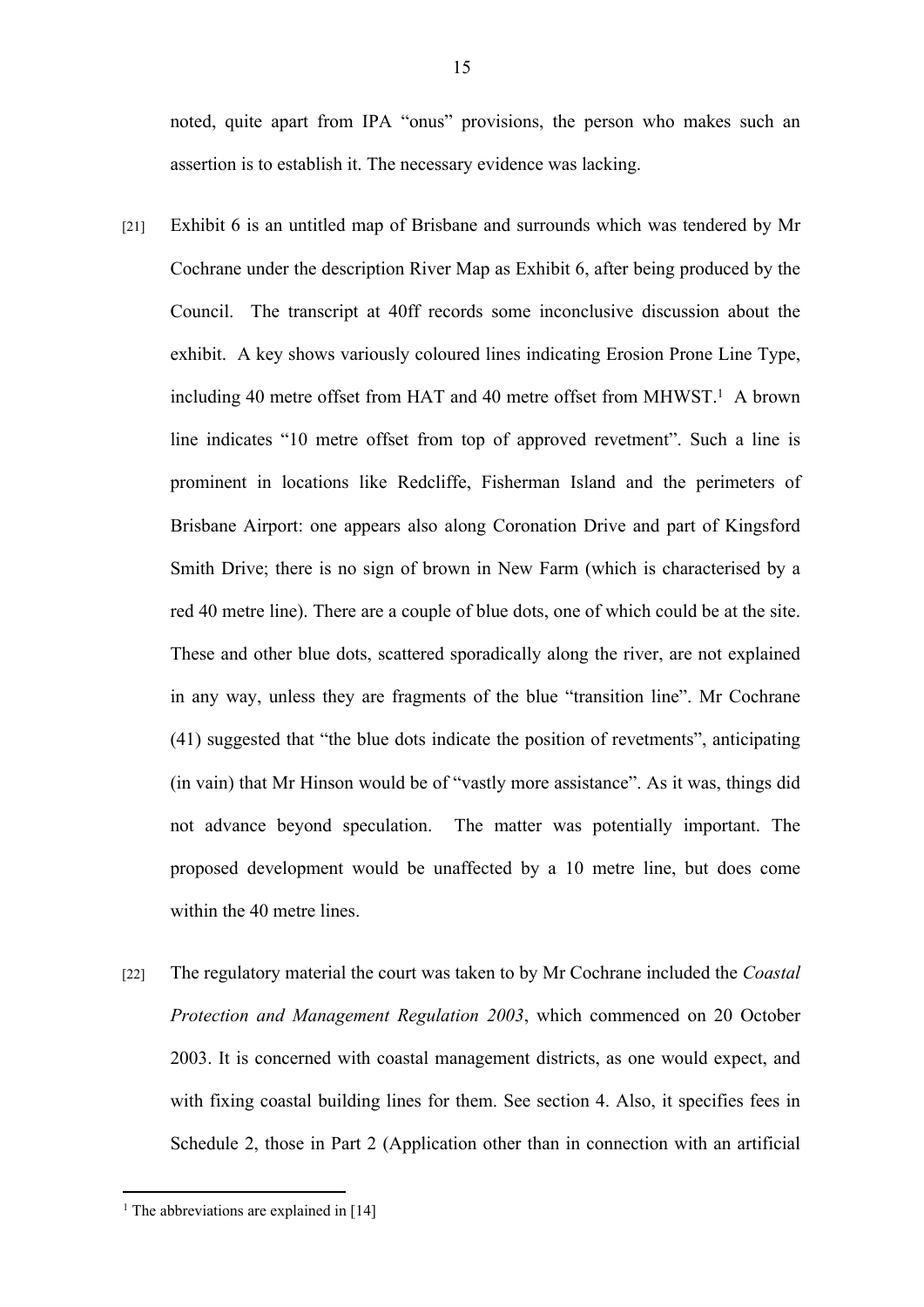noted, quite apart from IPA "onus" provisions, the person who makes such an assertion is to establish it. The necessary evidence was lacking.

[21] Exhibit 6 is an untitled map of Brisbane and surrounds which was tendered by Mr Cochrane under the description River Map as Exhibit 6, after being produced by the Council. The transcript at 40ff records some inconclusive discussion about the exhibit. A key shows variously coloured lines indicating Erosion Prone Line Type, including 40 metre offset from HAT and 40 metre offset from MHWST.[1] A brown line indicates "10 metre offset from top of approved revetment". Such a line is prominent in locations like Redcliffe, Fisherman Island and the perimeters of Brisbane Airport: one appears also along Coronation Drive and part of Kingsford Smith Drive; there is no sign of brown in New Farm (which is characterised by a red 40 metre line). There are a couple of blue dots, one of which could be at the site. These and other blue dots, scattered sporadically along the river, are not explained in any way, unless they are fragments of the blue "transition line". Mr Cochrane (41) suggested that "the blue dots indicate the position of revetments", anticipating (in vain) that Mr Hinson would be of "vastly more assistance". As it was, things did not advance beyond speculation. The matter was potentially important. The proposed development would be unaffected by a 10 metre line, but does come within the 40 metre lines.

[22] The regulatory material the court was taken to by Mr Cochrane included the *Coastal Protection and Management Regulation 2003*, which commenced on 20 October 2003. It is concerned with coastal management districts, as one would expect, and with fixing coastal building lines for them. See section 4. Also, it specifies fees in Schedule 2, those in Part 2 (Application other than in connection with an artificial

---

[1] The abbreviations are explained in [14]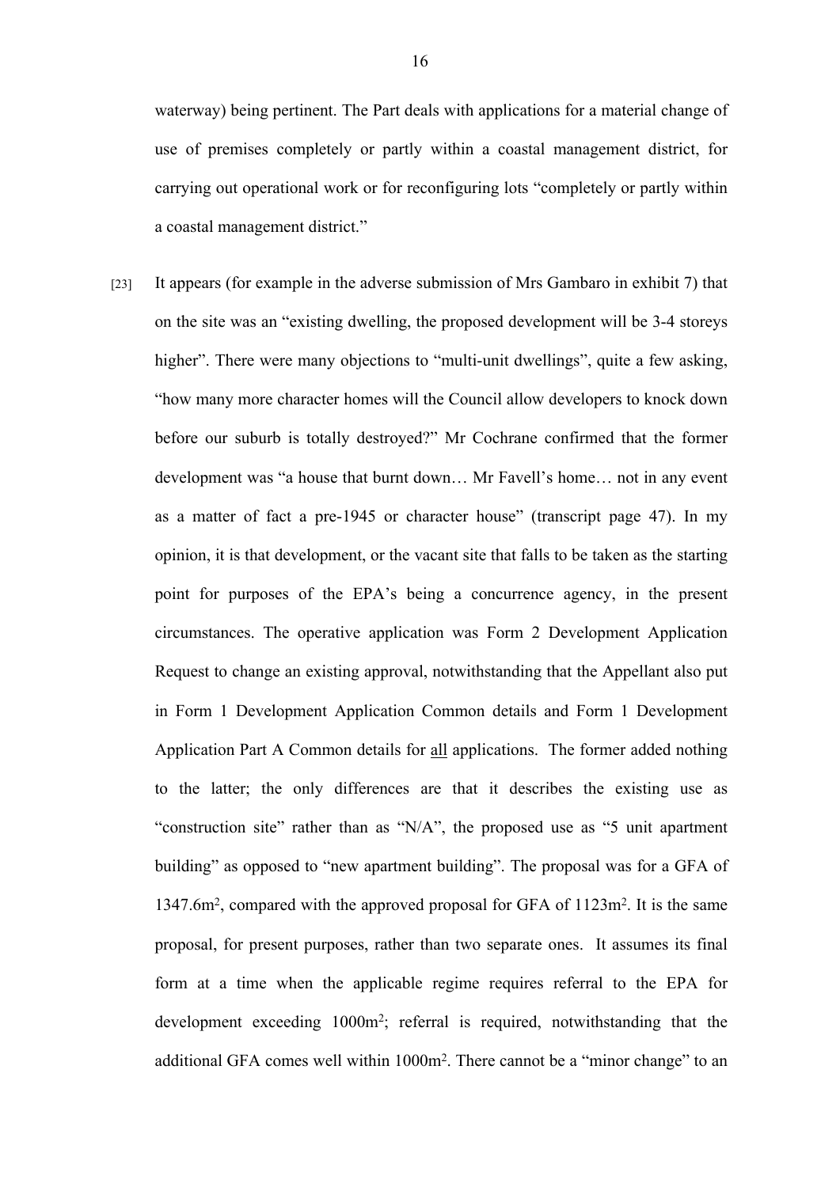waterway) being pertinent. The Part deals with applications for a material change of use of premises completely or partly within a coastal management district, for carrying out operational work or for reconfiguring lots "completely or partly within a coastal management district."

[23] It appears (for example in the adverse submission of Mrs Gambaro in exhibit 7) that on the site was an "existing dwelling, the proposed development will be 3-4 storeys higher". There were many objections to "multi-unit dwellings", quite a few asking, "how many more character homes will the Council allow developers to knock down before our suburb is totally destroyed?" Mr Cochrane confirmed that the former development was "a house that burnt down… Mr Favell's home… not in any event as a matter of fact a pre-1945 or character house" (transcript page 47). In my opinion, it is that development, or the vacant site that falls to be taken as the starting point for purposes of the EPA's being a concurrence agency, in the present circumstances. The operative application was Form 2 Development Application Request to change an existing approval, notwithstanding that the Appellant also put in Form 1 Development Application Common details and Form 1 Development Application Part A Common details for <u>all</u> applications. The former added nothing to the latter; the only differences are that it describes the existing use as "construction site" rather than as "N/A", the proposed use as "5 unit apartment building" as opposed to "new apartment building". The proposal was for a GFA of 1347.6m$^2$, compared with the approved proposal for GFA of 1123m$^2$. It is the same proposal, for present purposes, rather than two separate ones. It assumes its final form at a time when the applicable regime requires referral to the EPA for development exceeding 1000m$^2$; referral is required, notwithstanding that the additional GFA comes well within 1000m$^2$. There cannot be a "minor change" to an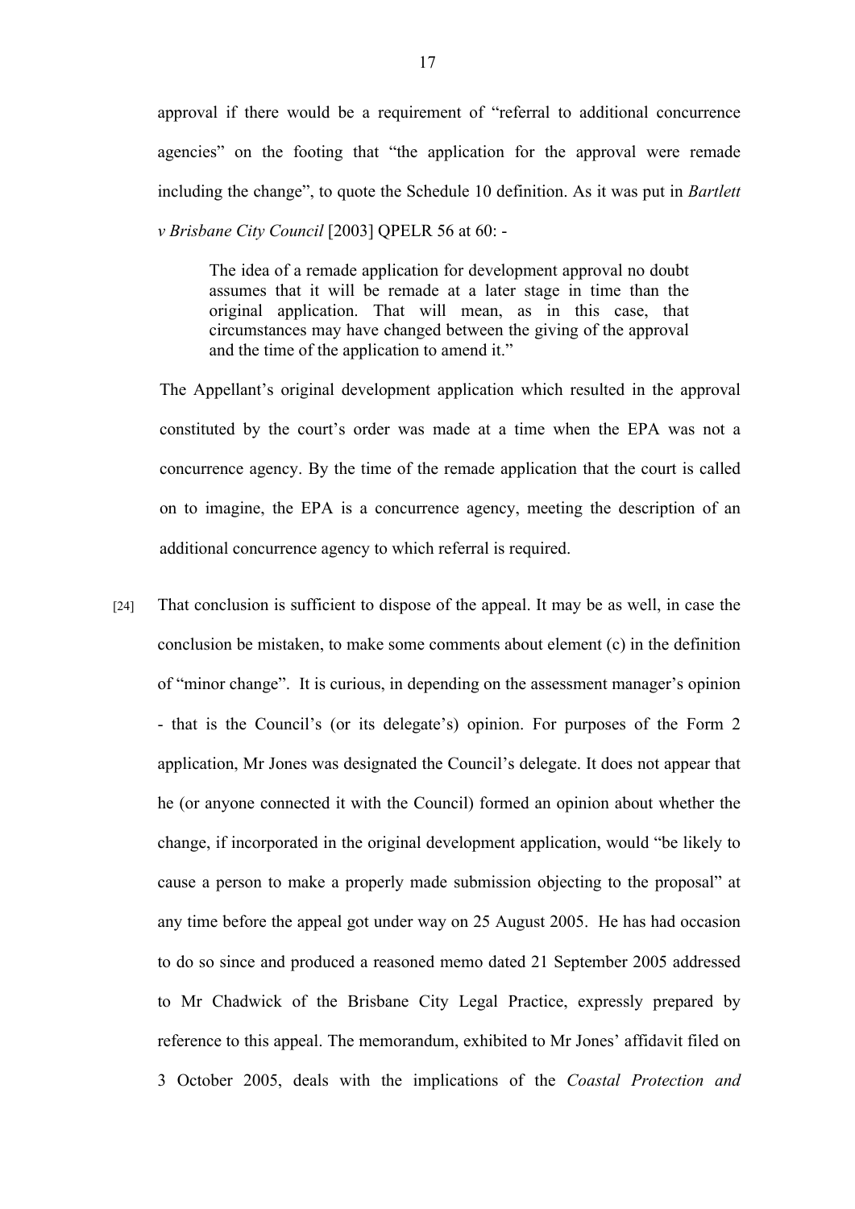approval if there would be a requirement of "referral to additional concurrence agencies" on the footing that "the application for the approval were remade including the change", to quote the Schedule 10 definition. As it was put in *Bartlett v Brisbane City Council* [2003] QPELR 56 at 60: -

> The idea of a remade application for development approval no doubt assumes that it will be remade at a later stage in time than the original application. That will mean, as in this case, that circumstances may have changed between the giving of the approval and the time of the application to amend it."

The Appellant's original development application which resulted in the approval constituted by the court's order was made at a time when the EPA was not a concurrence agency. By the time of the remade application that the court is called on to imagine, the EPA is a concurrence agency, meeting the description of an additional concurrence agency to which referral is required.

[24] That conclusion is sufficient to dispose of the appeal. It may be as well, in case the conclusion be mistaken, to make some comments about element (c) in the definition of "minor change". It is curious, in depending on the assessment manager's opinion - that is the Council's (or its delegate's) opinion. For purposes of the Form 2 application, Mr Jones was designated the Council's delegate. It does not appear that he (or anyone connected it with the Council) formed an opinion about whether the change, if incorporated in the original development application, would "be likely to cause a person to make a properly made submission objecting to the proposal" at any time before the appeal got under way on 25 August 2005. He has had occasion to do so since and produced a reasoned memo dated 21 September 2005 addressed to Mr Chadwick of the Brisbane City Legal Practice, expressly prepared by reference to this appeal. The memorandum, exhibited to Mr Jones' affidavit filed on 3 October 2005, deals with the implications of the *Coastal Protection and*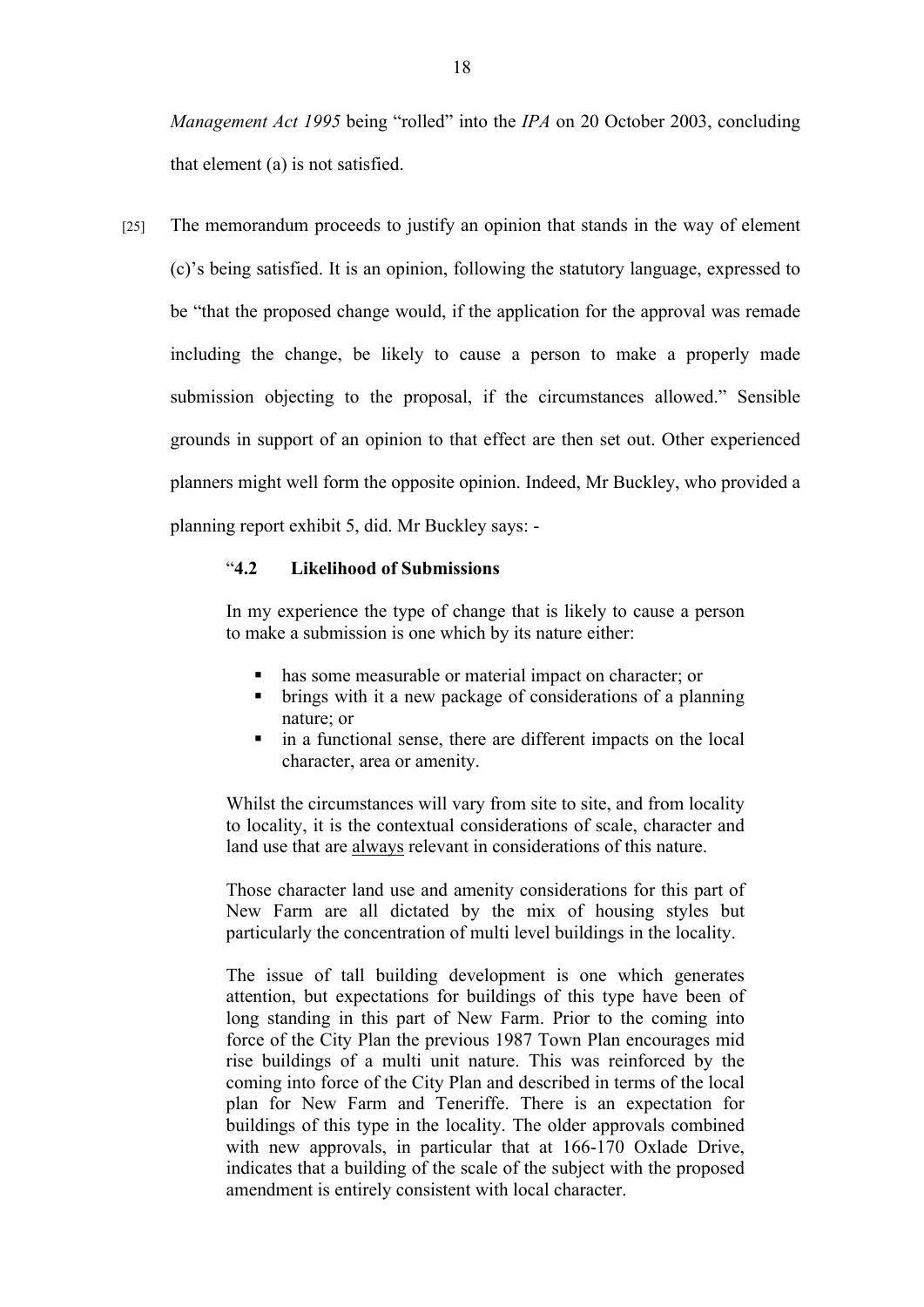*Management Act 1995* being "rolled" into the *IPA* on 20 October 2003, concluding that element (a) is not satisfied.

[25] The memorandum proceeds to justify an opinion that stands in the way of element (c)'s being satisfied. It is an opinion, following the statutory language, expressed to be "that the proposed change would, if the application for the approval was remade including the change, be likely to cause a person to make a properly made submission objecting to the proposal, if the circumstances allowed." Sensible grounds in support of an opinion to that effect are then set out. Other experienced planners might well form the opposite opinion. Indeed, Mr Buckley, who provided a planning report exhibit 5, did. Mr Buckley says: -

> "**4.2 Likelihood of Submissions**
>
> In my experience the type of change that is likely to cause a person to make a submission is one which by its nature either:
>
> - has some measurable or material impact on character; or
> - brings with it a new package of considerations of a planning nature; or
> - in a functional sense, there are different impacts on the local character, area or amenity.
>
> Whilst the circumstances will vary from site to site, and from locality to locality, it is the contextual considerations of scale, character and land use that are <u>always</u> relevant in considerations of this nature.
>
> Those character land use and amenity considerations for this part of New Farm are all dictated by the mix of housing styles but particularly the concentration of multi level buildings in the locality.
>
> The issue of tall building development is one which generates attention, but expectations for buildings of this type have been of long standing in this part of New Farm. Prior to the coming into force of the City Plan the previous 1987 Town Plan encourages mid rise buildings of a multi unit nature. This was reinforced by the coming into force of the City Plan and described in terms of the local plan for New Farm and Teneriffe. There is an expectation for buildings of this type in the locality. The older approvals combined with new approvals, in particular that at 166-170 Oxlade Drive, indicates that a building of the scale of the subject with the proposed amendment is entirely consistent with local character.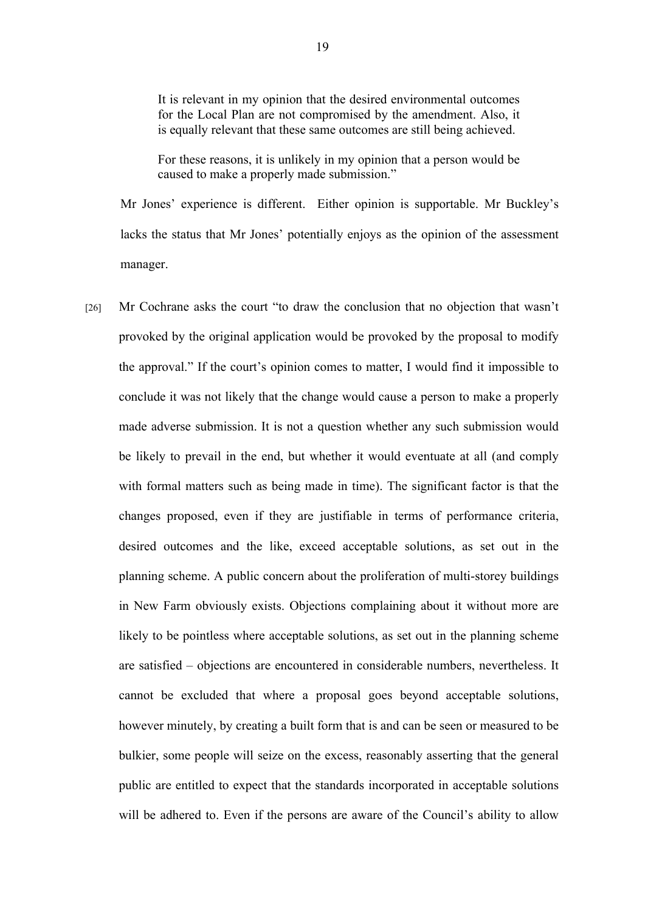> It is relevant in my opinion that the desired environmental outcomes for the Local Plan are not compromised by the amendment. Also, it is equally relevant that these same outcomes are still being achieved.
>
> For these reasons, it is unlikely in my opinion that a person would be caused to make a properly made submission."

Mr Jones' experience is different. Either opinion is supportable. Mr Buckley's lacks the status that Mr Jones' potentially enjoys as the opinion of the assessment manager.

[26] Mr Cochrane asks the court "to draw the conclusion that no objection that wasn't provoked by the original application would be provoked by the proposal to modify the approval." If the court's opinion comes to matter, I would find it impossible to conclude it was not likely that the change would cause a person to make a properly made adverse submission. It is not a question whether any such submission would be likely to prevail in the end, but whether it would eventuate at all (and comply with formal matters such as being made in time). The significant factor is that the changes proposed, even if they are justifiable in terms of performance criteria, desired outcomes and the like, exceed acceptable solutions, as set out in the planning scheme. A public concern about the proliferation of multi-storey buildings in New Farm obviously exists. Objections complaining about it without more are likely to be pointless where acceptable solutions, as set out in the planning scheme are satisfied – objections are encountered in considerable numbers, nevertheless. It cannot be excluded that where a proposal goes beyond acceptable solutions, however minutely, by creating a built form that is and can be seen or measured to be bulkier, some people will seize on the excess, reasonably asserting that the general public are entitled to expect that the standards incorporated in acceptable solutions will be adhered to. Even if the persons are aware of the Council's ability to allow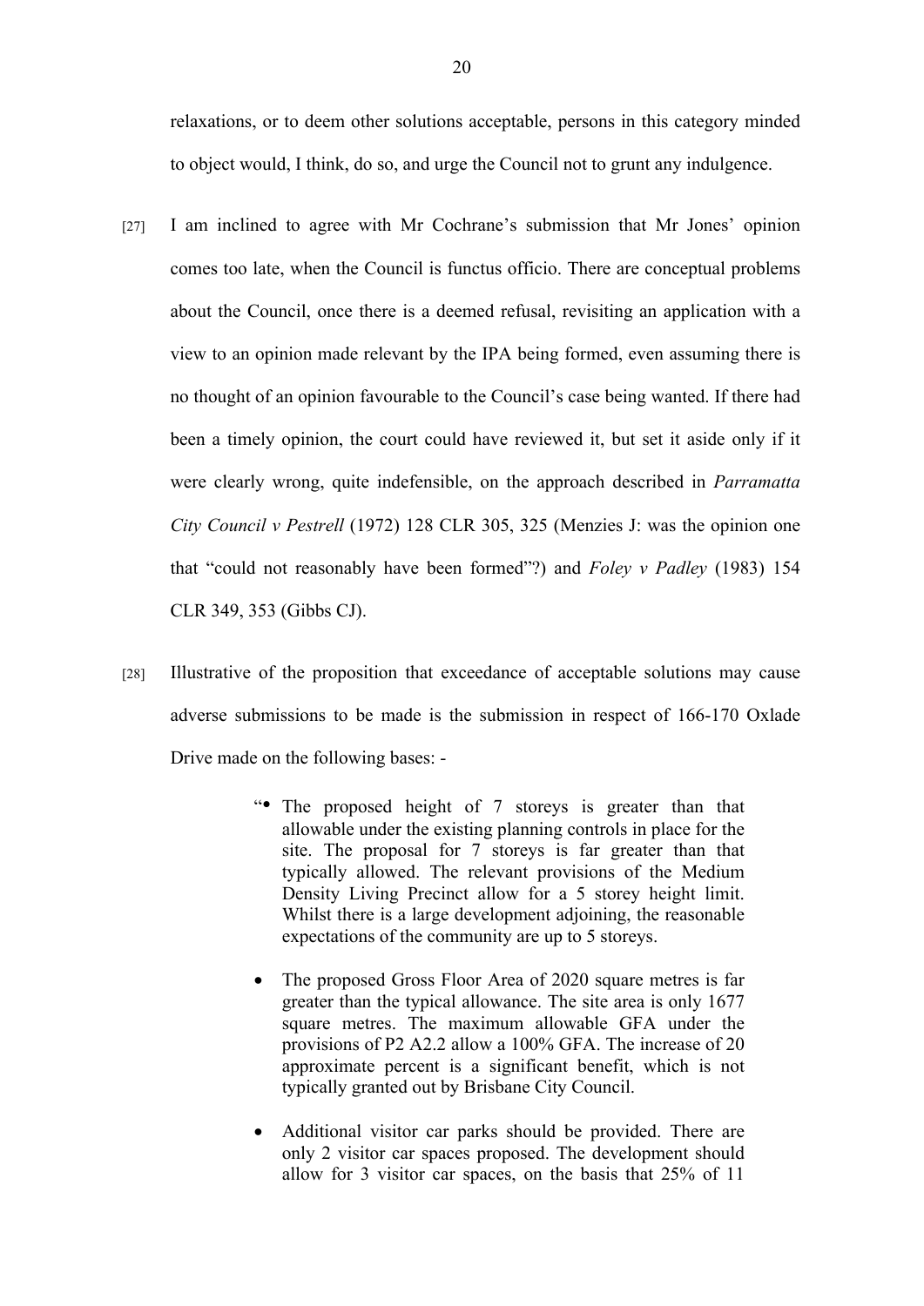relaxations, or to deem other solutions acceptable, persons in this category minded to object would, I think, do so, and urge the Council not to grunt any indulgence.

[27] I am inclined to agree with Mr Cochrane's submission that Mr Jones' opinion comes too late, when the Council is functus officio. There are conceptual problems about the Council, once there is a deemed refusal, revisiting an application with a view to an opinion made relevant by the IPA being formed, even assuming there is no thought of an opinion favourable to the Council's case being wanted. If there had been a timely opinion, the court could have reviewed it, but set it aside only if it were clearly wrong, quite indefensible, on the approach described in *Parramatta City Council v Pestrell* (1972) 128 CLR 305, 325 (Menzies J: was the opinion one that "could not reasonably have been formed"?) and *Foley v Padley* (1983) 154 CLR 349, 353 (Gibbs CJ).

[28] Illustrative of the proposition that exceedance of acceptable solutions may cause adverse submissions to be made is the submission in respect of 166-170 Oxlade Drive made on the following bases: -

> "• The proposed height of 7 storeys is greater than that allowable under the existing planning controls in place for the site. The proposal for 7 storeys is far greater than that typically allowed. The relevant provisions of the Medium Density Living Precinct allow for a 5 storey height limit. Whilst there is a large development adjoining, the reasonable expectations of the community are up to 5 storeys.
>
> • The proposed Gross Floor Area of 2020 square metres is far greater than the typical allowance. The site area is only 1677 square metres. The maximum allowable GFA under the provisions of P2 A2.2 allow a 100% GFA. The increase of 20 approximate percent is a significant benefit, which is not typically granted out by Brisbane City Council.
>
> • Additional visitor car parks should be provided. There are only 2 visitor car spaces proposed. The development should allow for 3 visitor car spaces, on the basis that 25% of 11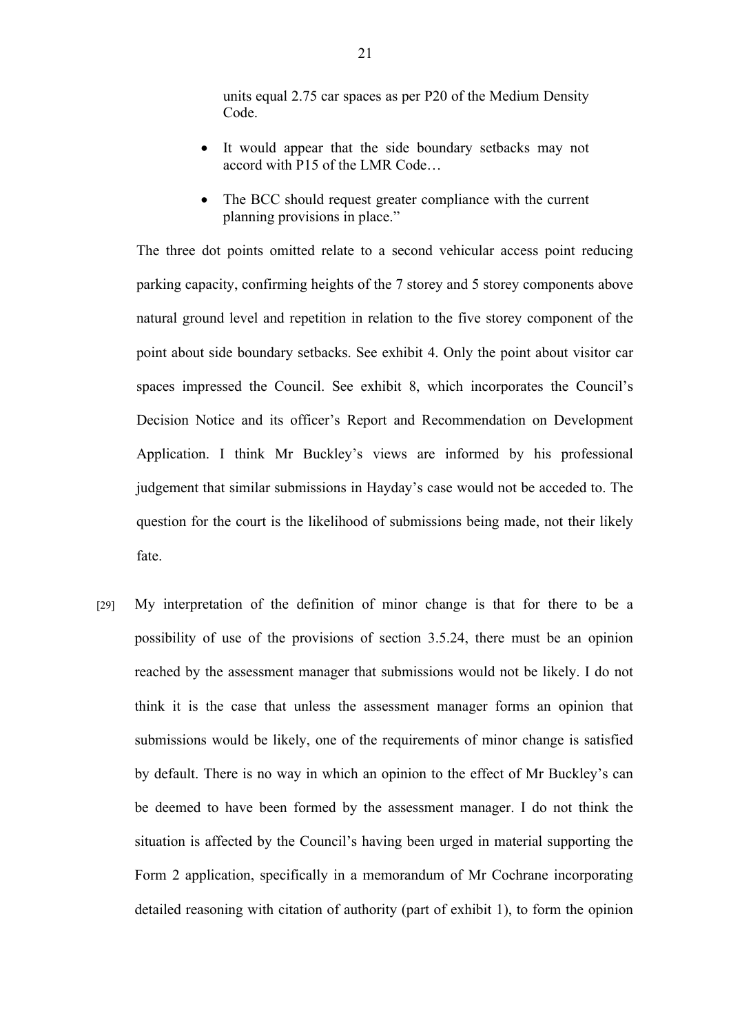> units equal 2.75 car spaces as per P20 of the Medium Density Code.
>
> - It would appear that the side boundary setbacks may not accord with P15 of the LMR Code…
> - The BCC should request greater compliance with the current planning provisions in place."

The three dot points omitted relate to a second vehicular access point reducing parking capacity, confirming heights of the 7 storey and 5 storey components above natural ground level and repetition in relation to the five storey component of the point about side boundary setbacks. See exhibit 4. Only the point about visitor car spaces impressed the Council. See exhibit 8, which incorporates the Council's Decision Notice and its officer's Report and Recommendation on Development Application. I think Mr Buckley's views are informed by his professional judgement that similar submissions in Hayday's case would not be acceded to. The question for the court is the likelihood of submissions being made, not their likely fate.

[29] My interpretation of the definition of minor change is that for there to be a possibility of use of the provisions of section 3.5.24, there must be an opinion reached by the assessment manager that submissions would not be likely. I do not think it is the case that unless the assessment manager forms an opinion that submissions would be likely, one of the requirements of minor change is satisfied by default. There is no way in which an opinion to the effect of Mr Buckley's can be deemed to have been formed by the assessment manager. I do not think the situation is affected by the Council's having been urged in material supporting the Form 2 application, specifically in a memorandum of Mr Cochrane incorporating detailed reasoning with citation of authority (part of exhibit 1), to form the opinion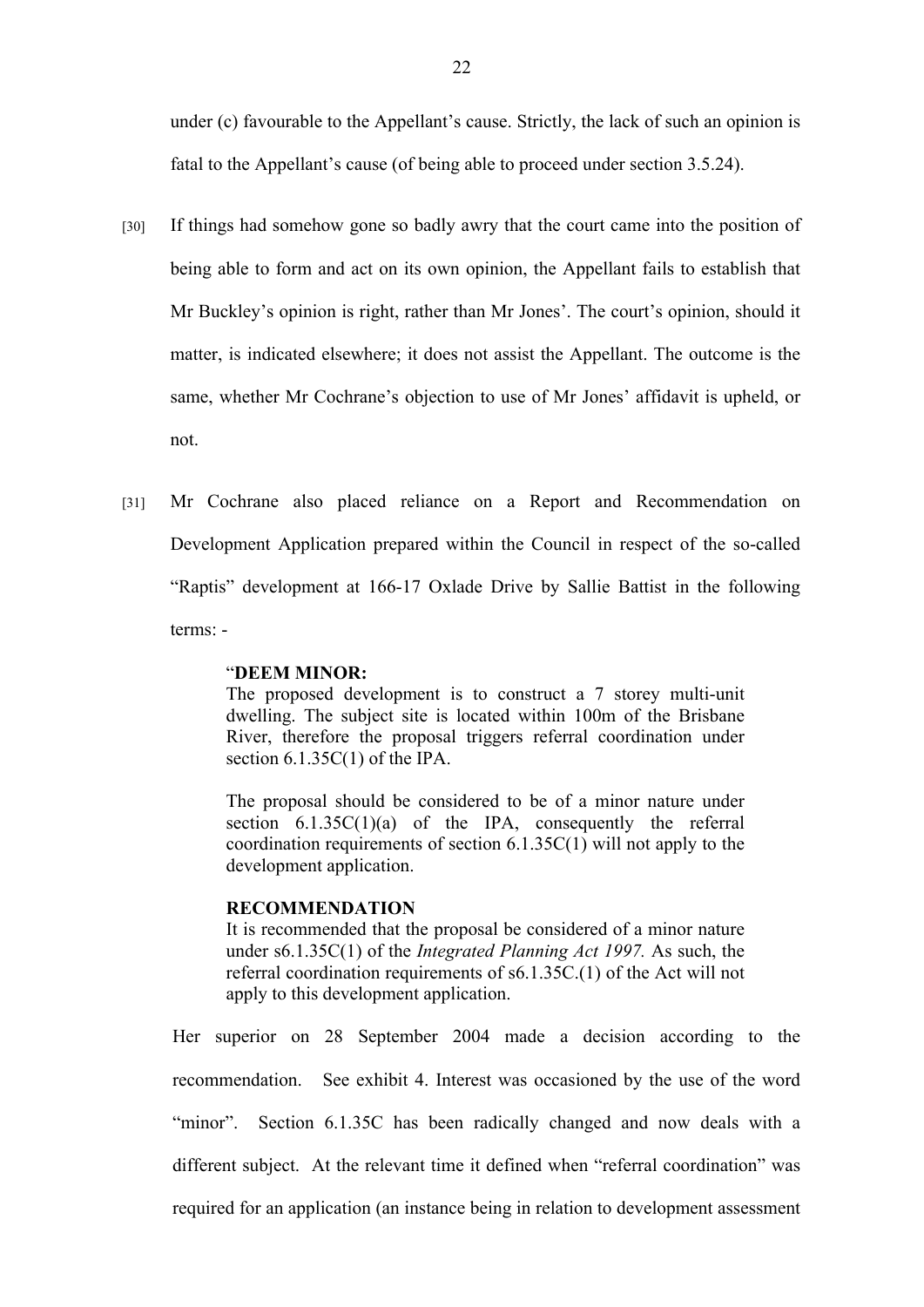under (c) favourable to the Appellant's cause. Strictly, the lack of such an opinion is fatal to the Appellant's cause (of being able to proceed under section 3.5.24).

[30] If things had somehow gone so badly awry that the court came into the position of being able to form and act on its own opinion, the Appellant fails to establish that Mr Buckley's opinion is right, rather than Mr Jones'. The court's opinion, should it matter, is indicated elsewhere; it does not assist the Appellant. The outcome is the same, whether Mr Cochrane's objection to use of Mr Jones' affidavit is upheld, or not.

[31] Mr Cochrane also placed reliance on a Report and Recommendation on Development Application prepared within the Council in respect of the so-called "Raptis" development at 166-17 Oxlade Drive by Sallie Battist in the following terms: -

> "**DEEM MINOR:**
> The proposed development is to construct a 7 storey multi-unit dwelling. The subject site is located within 100m of the Brisbane River, therefore the proposal triggers referral coordination under section 6.1.35C(1) of the IPA.
>
> The proposal should be considered to be of a minor nature under section 6.1.35C(1)(a) of the IPA, consequently the referral coordination requirements of section 6.1.35C(1) will not apply to the development application.
>
> **RECOMMENDATION**
> It is recommended that the proposal be considered of a minor nature under s6.1.35C(1) of the *Integrated Planning Act 1997.* As such, the referral coordination requirements of s6.1.35C.(1) of the Act will not apply to this development application.

Her superior on 28 September 2004 made a decision according to the recommendation. See exhibit 4. Interest was occasioned by the use of the word "minor". Section 6.1.35C has been radically changed and now deals with a different subject. At the relevant time it defined when "referral coordination" was required for an application (an instance being in relation to development assessment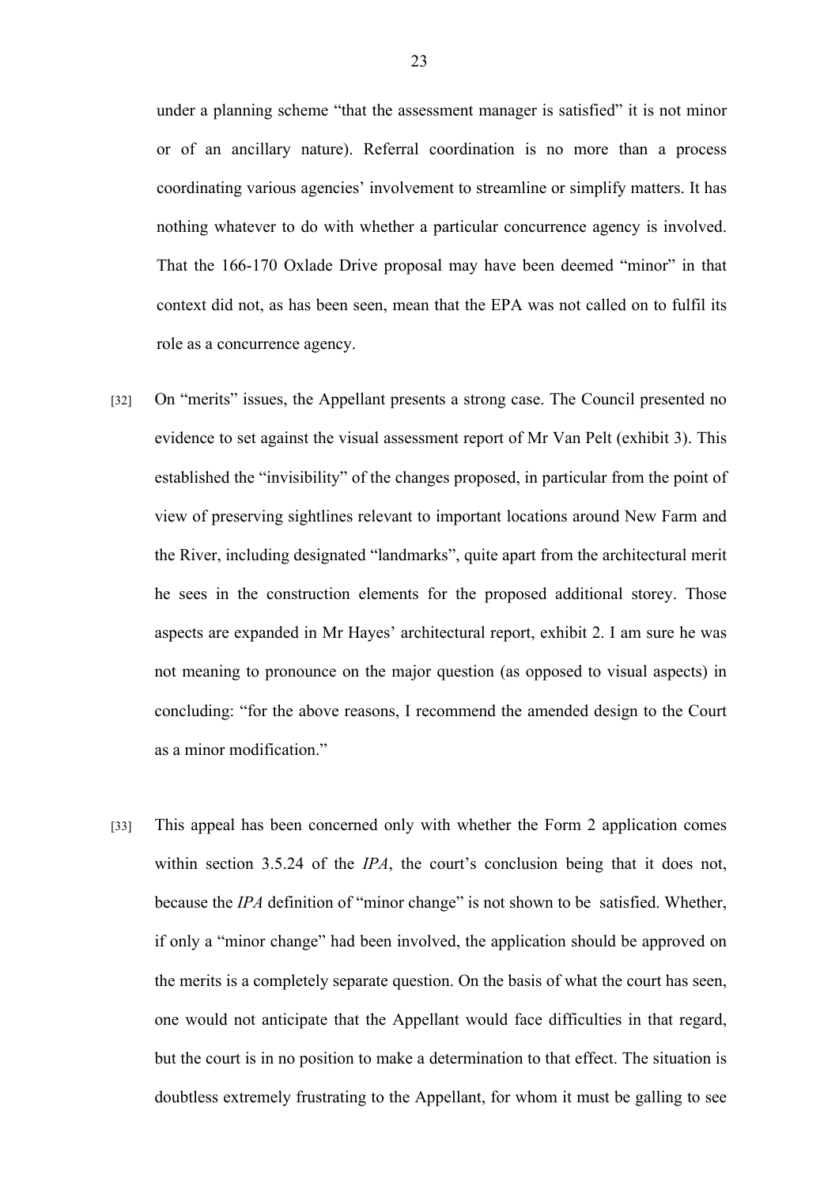under a planning scheme "that the assessment manager is satisfied" it is not minor or of an ancillary nature). Referral coordination is no more than a process coordinating various agencies' involvement to streamline or simplify matters. It has nothing whatever to do with whether a particular concurrence agency is involved. That the 166-170 Oxlade Drive proposal may have been deemed "minor" in that context did not, as has been seen, mean that the EPA was not called on to fulfil its role as a concurrence agency.

[32] On "merits" issues, the Appellant presents a strong case. The Council presented no evidence to set against the visual assessment report of Mr Van Pelt (exhibit 3). This established the "invisibility" of the changes proposed, in particular from the point of view of preserving sightlines relevant to important locations around New Farm and the River, including designated "landmarks", quite apart from the architectural merit he sees in the construction elements for the proposed additional storey. Those aspects are expanded in Mr Hayes' architectural report, exhibit 2. I am sure he was not meaning to pronounce on the major question (as opposed to visual aspects) in concluding: "for the above reasons, I recommend the amended design to the Court as a minor modification."

[33] This appeal has been concerned only with whether the Form 2 application comes within section 3.5.24 of the *IPA*, the court's conclusion being that it does not, because the *IPA* definition of "minor change" is not shown to be satisfied. Whether, if only a "minor change" had been involved, the application should be approved on the merits is a completely separate question. On the basis of what the court has seen, one would not anticipate that the Appellant would face difficulties in that regard, but the court is in no position to make a determination to that effect. The situation is doubtless extremely frustrating to the Appellant, for whom it must be galling to see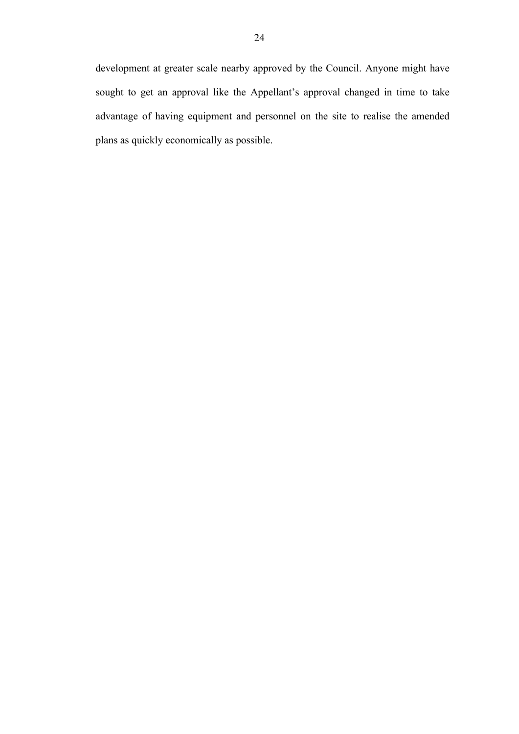development at greater scale nearby approved by the Council. Anyone might have sought to get an approval like the Appellant's approval changed in time to take advantage of having equipment and personnel on the site to realise the amended plans as quickly economically as possible.